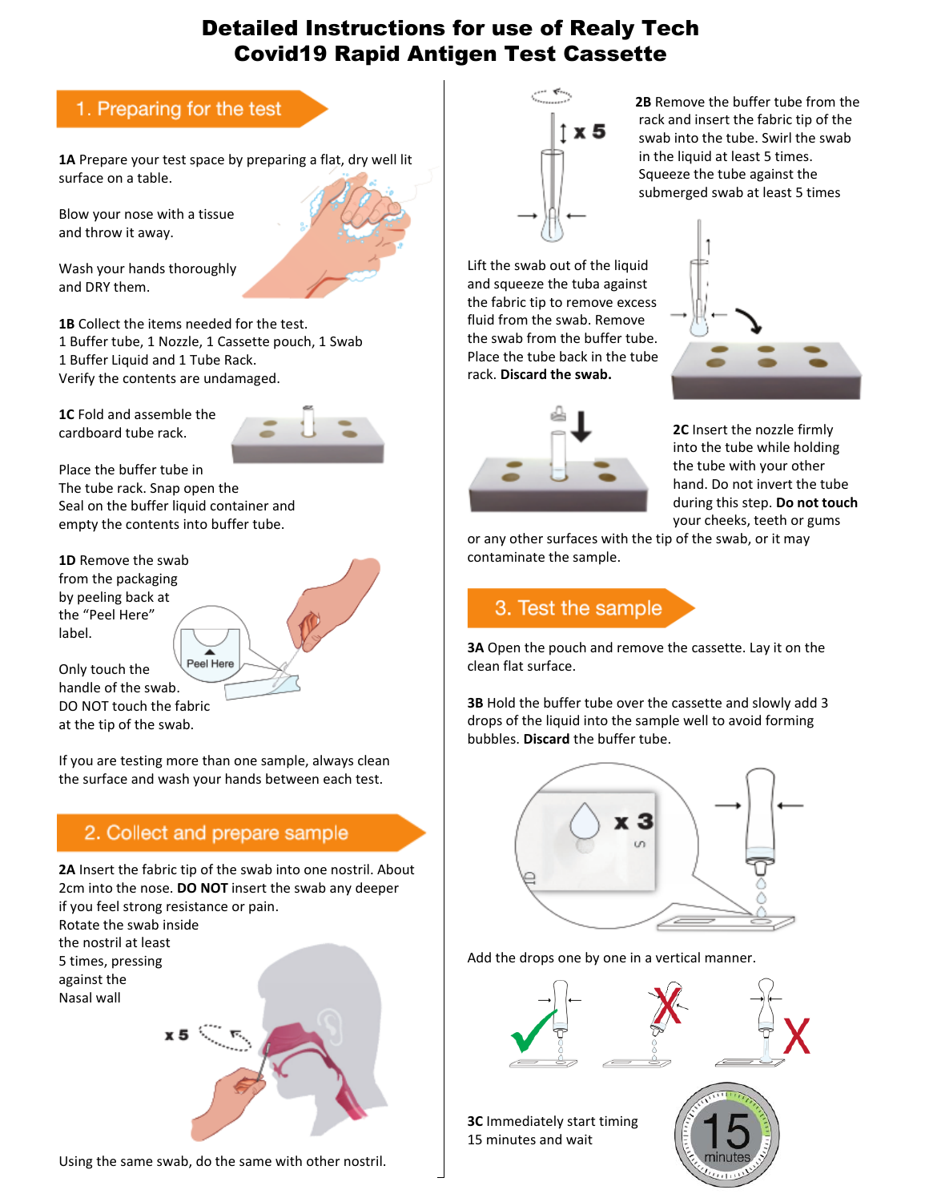# Detailed Instructions for use of Realy Tech Covid19 Rapid Antigen Test Cassette

## 1. Preparing for the test

**1A** Prepare your test space by preparing a flat, dry well lit surface on a table.

Blow your nose with a tissue and throw it away.

Wash your hands thoroughly and DRY them.

**1B** Collect the items needed for the test.
1 Buffer tube, 1 Nozzle, 1 Cassette pouch, 1 Swab
1 Buffer Liquid and 1 Tube Rack.
Verify the contents are undamaged.

**1C** Fold and assemble the cardboard tube rack.

Place the buffer tube in The tube rack. Snap open the Seal on the buffer liquid container and empty the contents into buffer tube.

**1D** Remove the swab from the packaging by peeling back at the "Peel Here" label.

Only touch the handle of the swab. DO NOT touch the fabric at the tip of the swab.

If you are testing more than one sample, always clean the surface and wash your hands between each test.

## 2. Collect and prepare sample

**2A** Insert the fabric tip of the swab into one nostril. About 2cm into the nose. **DO NOT** insert the swab any deeper if you feel strong resistance or pain.
Rotate the swab inside the nostril at least 5 times, pressing against the Nasal wall

Using the same swab, do the same with other nostril.

**2B** Remove the buffer tube from the rack and insert the fabric tip of the swab into the tube. Swirl the swab in the liquid at least 5 times. Squeeze the tube against the submerged swab at least 5 times

Lift the swab out of the liquid and squeeze the tuba against the fabric tip to remove excess fluid from the swab. Remove the swab from the buffer tube. Place the tube back in the tube rack. **Discard the swab.**

**2C** Insert the nozzle firmly into the tube while holding the tube with your other hand. Do not invert the tube during this step. **Do not touch** your cheeks, teeth or gums or any other surfaces with the tip of the swab, or it may contaminate the sample.

## 3. Test the sample

**3A** Open the pouch and remove the cassette. Lay it on the clean flat surface.

**3B** Hold the buffer tube over the cassette and slowly add 3 drops of the liquid into the sample well to avoid forming bubbles. **Discard** the buffer tube.

Add the drops one by one in a vertical manner.

**3C** Immediately start timing 15 minutes and wait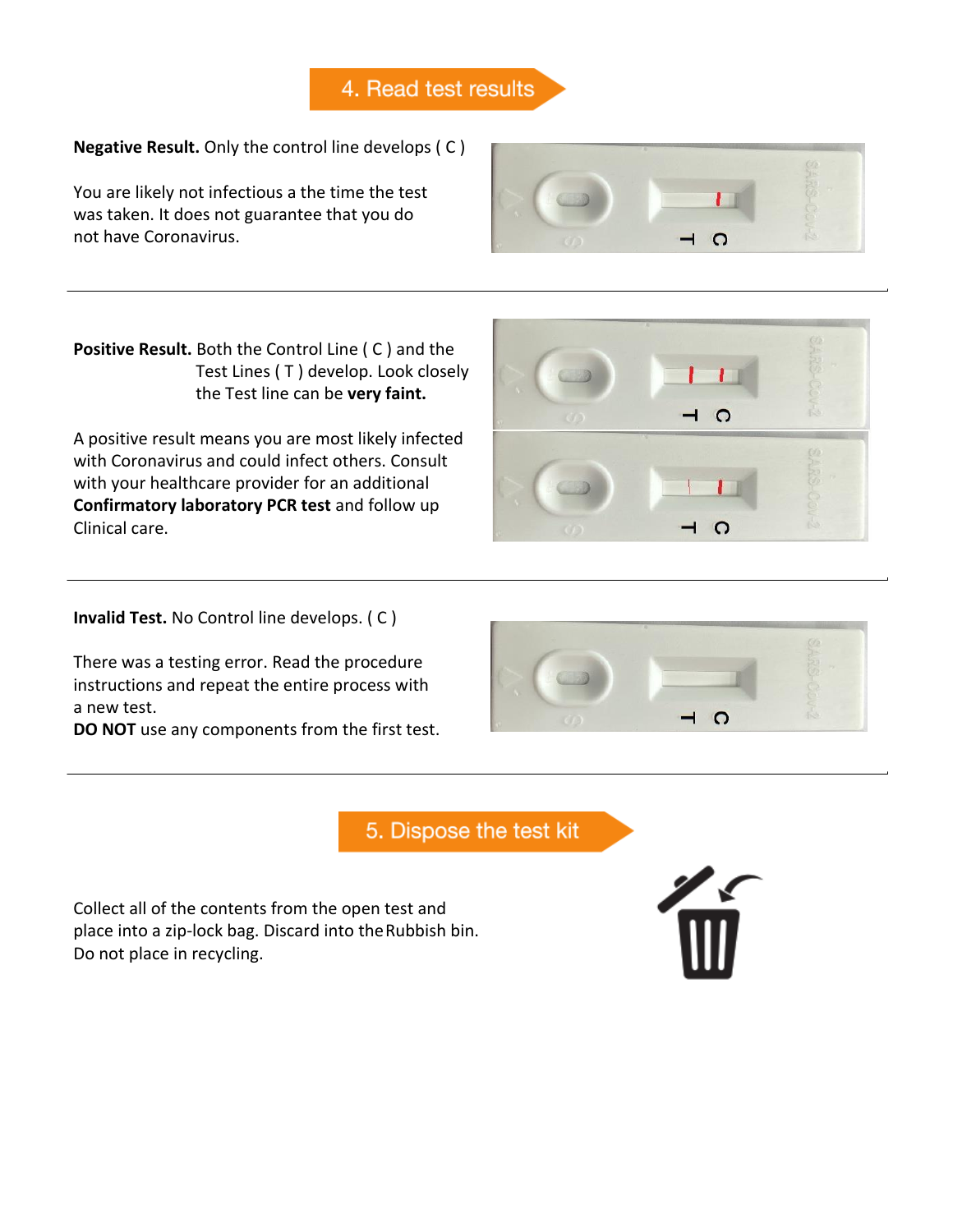## 4. Read test results

**Negative Result.** Only the control line develops ( C )

You are likely not infectious a the time the test was taken. It does not guarantee that you do not have Coronavirus.

---

**Positive Result.** Both the Control Line ( C ) and the Test Lines ( T ) develop. Look closely the Test line can be **very faint.**

A positive result means you are most likely infected with Coronavirus and could infect others. Consult with your healthcare provider for an additional **Confirmatory laboratory PCR test** and follow up Clinical care.

---

**Invalid Test.** No Control line develops. ( C )

There was a testing error. Read the procedure instructions and repeat the entire process with a new test.
**DO NOT** use any components from the first test.

---

## 5. Dispose the test kit

Collect all of the contents from the open test and place into a zip-lock bag. Discard into the Rubbish bin. Do not place in recycling.